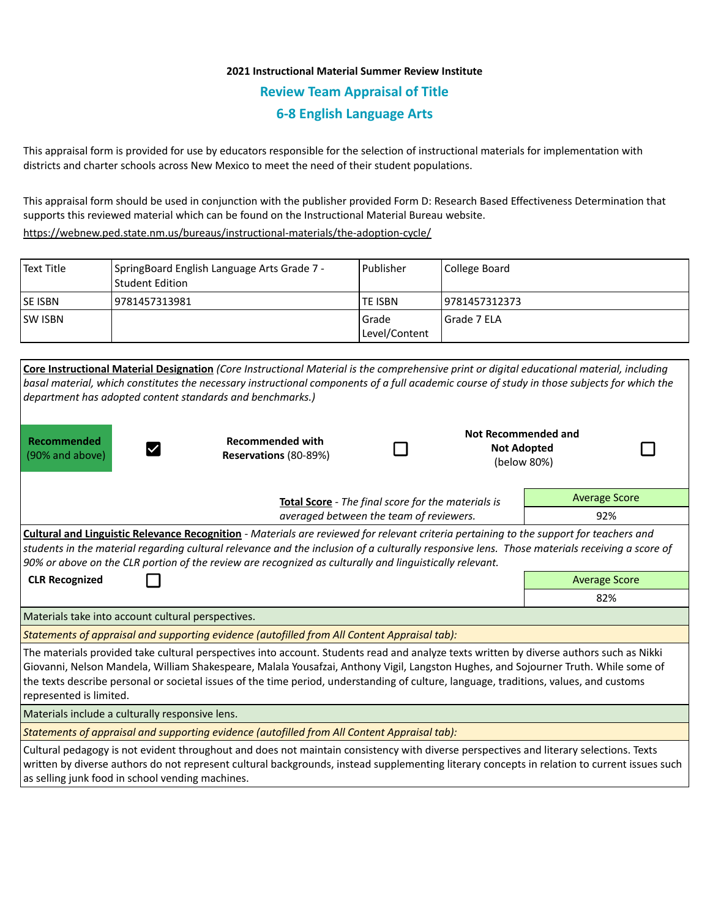**2021 Instructional Material Summer Review Institute**

## Review Team Appraisal of Title

## 6-8 English Language Arts

This appraisal form is provided for use by educators responsible for the selection of instructional materials for implementation with districts and charter schools across New Mexico to meet the need of their student populations.

This appraisal form should be used in conjunction with the publisher provided Form D: Research Based Effectiveness Determination that supports this reviewed material which can be found on the Instructional Material Bureau website.

https://webnew.ped.state.nm.us/bureaus/instructional-materials/the-adoption-cycle/

| Text Title | SpringBoard English Language Arts Grade 7 - Student Edition | Publisher | College Board |
|---|---|---|---|
| SE ISBN | 9781457313981 | TE ISBN | 9781457312373 |
| SW ISBN | | Grade Level/Content | Grade 7 ELA |

**Core Instructional Material Designation** *(Core Instructional Material is the comprehensive print or digital educational material, including basal material, which constitutes the necessary instructional components of a full academic course of study in those subjects for which the department has adopted content standards and benchmarks.)*

| **Recommended** (90% and above) | ☑ | **Recommended with Reservations** (80-89%) | ☐ | **Not Recommended and Not Adopted** (below 80%) | ☐ |
|---|---|---|---|---|---|

**Total Score** - *The final score for the materials is averaged between the team of reviewers.*

| Average Score |
|---|
| 92% |

**Cultural and Linguistic Relevance Recognition** - *Materials are reviewed for relevant criteria pertaining to the support for teachers and students in the material regarding cultural relevance and the inclusion of a culturally responsive lens. Those materials receiving a score of 90% or above on the CLR portion of the review are recognized as culturally and linguistically relevant.*

**CLR Recognized** ☐

| Average Score |
|---|
| 82% |

Materials take into account cultural perspectives.

*Statements of appraisal and supporting evidence (autofilled from All Content Appraisal tab):*

The materials provided take cultural perspectives into account. Students read and analyze texts written by diverse authors such as Nikki Giovanni, Nelson Mandela, William Shakespeare, Malala Yousafzai, Anthony Vigil, Langston Hughes, and Sojourner Truth. While some of the texts describe personal or societal issues of the time period, understanding of culture, language, traditions, values, and customs represented is limited.

Materials include a culturally responsive lens.

*Statements of appraisal and supporting evidence (autofilled from All Content Appraisal tab):*

Cultural pedagogy is not evident throughout and does not maintain consistency with diverse perspectives and literary selections. Texts written by diverse authors do not represent cultural backgrounds, instead supplementing literary concepts in relation to current issues such as selling junk food in school vending machines.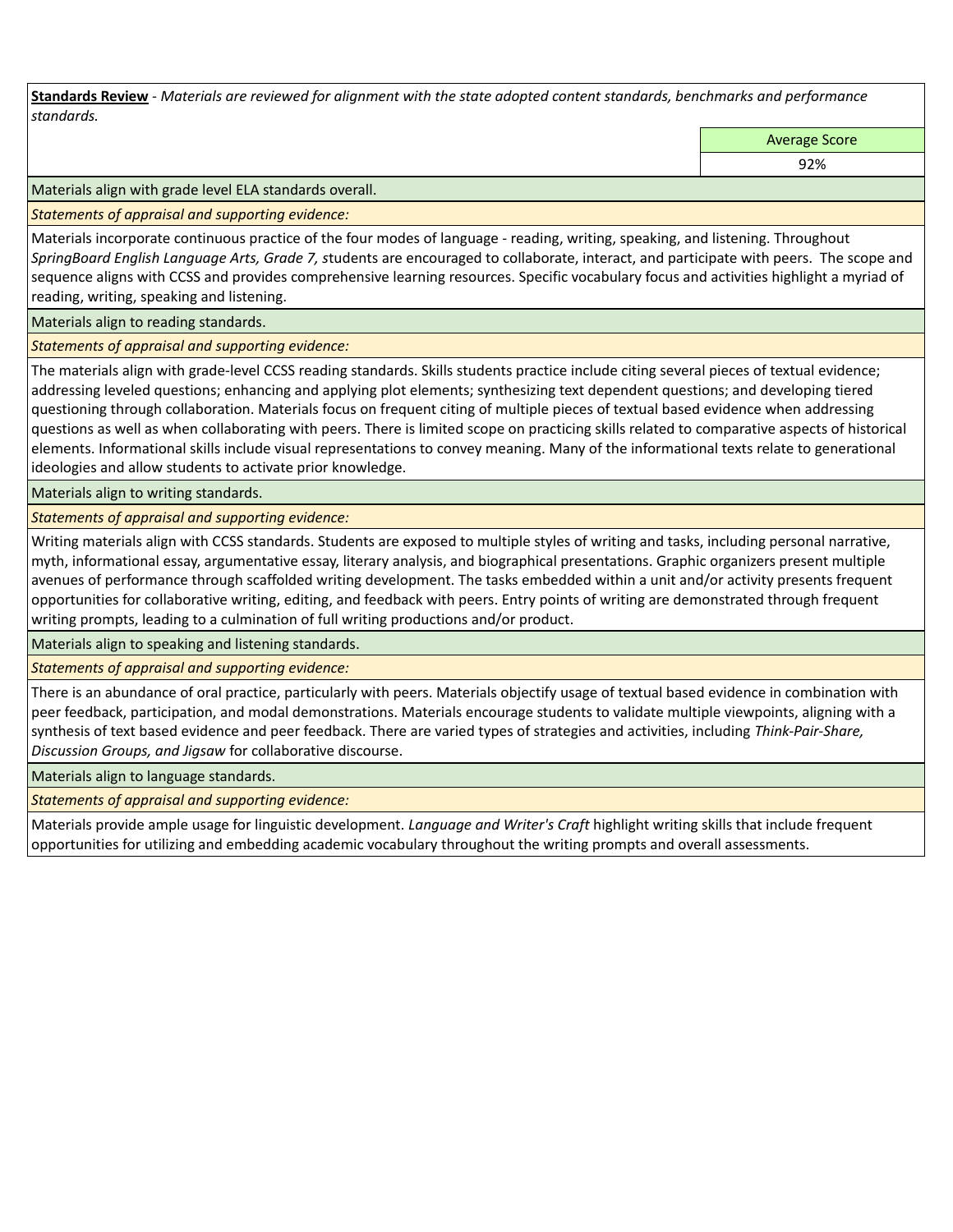**Standards Review** - *Materials are reviewed for alignment with the state adopted content standards, benchmarks and performance standards.*

| | Average Score |
|---|---|
| | 92% |

Materials align with grade level ELA standards overall.

*Statements of appraisal and supporting evidence:*

Materials incorporate continuous practice of the four modes of language - reading, writing, speaking, and listening. Throughout *SpringBoard English Language Arts, Grade 7, s*tudents are encouraged to collaborate, interact, and participate with peers. The scope and sequence aligns with CCSS and provides comprehensive learning resources. Specific vocabulary focus and activities highlight a myriad of reading, writing, speaking and listening.

Materials align to reading standards.

*Statements of appraisal and supporting evidence:*

The materials align with grade-level CCSS reading standards. Skills students practice include citing several pieces of textual evidence; addressing leveled questions; enhancing and applying plot elements; synthesizing text dependent questions; and developing tiered questioning through collaboration. Materials focus on frequent citing of multiple pieces of textual based evidence when addressing questions as well as when collaborating with peers. There is limited scope on practicing skills related to comparative aspects of historical elements. Informational skills include visual representations to convey meaning. Many of the informational texts relate to generational ideologies and allow students to activate prior knowledge.

Materials align to writing standards.

*Statements of appraisal and supporting evidence:*

Writing materials align with CCSS standards. Students are exposed to multiple styles of writing and tasks, including personal narrative, myth, informational essay, argumentative essay, literary analysis, and biographical presentations. Graphic organizers present multiple avenues of performance through scaffolded writing development. The tasks embedded within a unit and/or activity presents frequent opportunities for collaborative writing, editing, and feedback with peers. Entry points of writing are demonstrated through frequent writing prompts, leading to a culmination of full writing productions and/or product.

Materials align to speaking and listening standards.

*Statements of appraisal and supporting evidence:*

There is an abundance of oral practice, particularly with peers. Materials objectify usage of textual based evidence in combination with peer feedback, participation, and modal demonstrations. Materials encourage students to validate multiple viewpoints, aligning with a synthesis of text based evidence and peer feedback. There are varied types of strategies and activities, including *Think-Pair-Share, Discussion Groups, and Jigsaw* for collaborative discourse.

Materials align to language standards.

*Statements of appraisal and supporting evidence:*

Materials provide ample usage for linguistic development. *Language and Writer's Craft* highlight writing skills that include frequent opportunities for utilizing and embedding academic vocabulary throughout the writing prompts and overall assessments.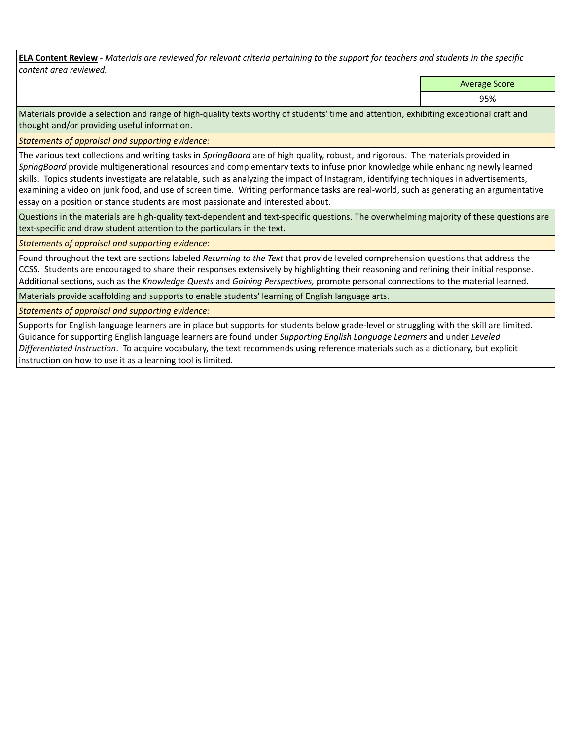**ELA Content Review** - *Materials are reviewed for relevant criteria pertaining to the support for teachers and students in the specific content area reviewed.*

| | Average Score |
|---|---|
| | 95% |

Materials provide a selection and range of high-quality texts worthy of students' time and attention, exhibiting exceptional craft and thought and/or providing useful information.

*Statements of appraisal and supporting evidence:*

The various text collections and writing tasks in *SpringBoard* are of high quality, robust, and rigorous. The materials provided in *SpringBoard* provide multigenerational resources and complementary texts to infuse prior knowledge while enhancing newly learned skills. Topics students investigate are relatable, such as analyzing the impact of Instagram, identifying techniques in advertisements, examining a video on junk food, and use of screen time. Writing performance tasks are real-world, such as generating an argumentative essay on a position or stance students are most passionate and interested about.

Questions in the materials are high-quality text-dependent and text-specific questions. The overwhelming majority of these questions are text-specific and draw student attention to the particulars in the text.

*Statements of appraisal and supporting evidence:*

Found throughout the text are sections labeled *Returning to the Text* that provide leveled comprehension questions that address the CCSS. Students are encouraged to share their responses extensively by highlighting their reasoning and refining their initial response. Additional sections, such as the *Knowledge Quests* and *Gaining Perspectives,* promote personal connections to the material learned.

Materials provide scaffolding and supports to enable students' learning of English language arts.

*Statements of appraisal and supporting evidence:*

Supports for English language learners are in place but supports for students below grade-level or struggling with the skill are limited. Guidance for supporting English language learners are found under *Supporting English Language Learners* and under *Leveled Differentiated Instruction*. To acquire vocabulary, the text recommends using reference materials such as a dictionary, but explicit instruction on how to use it as a learning tool is limited.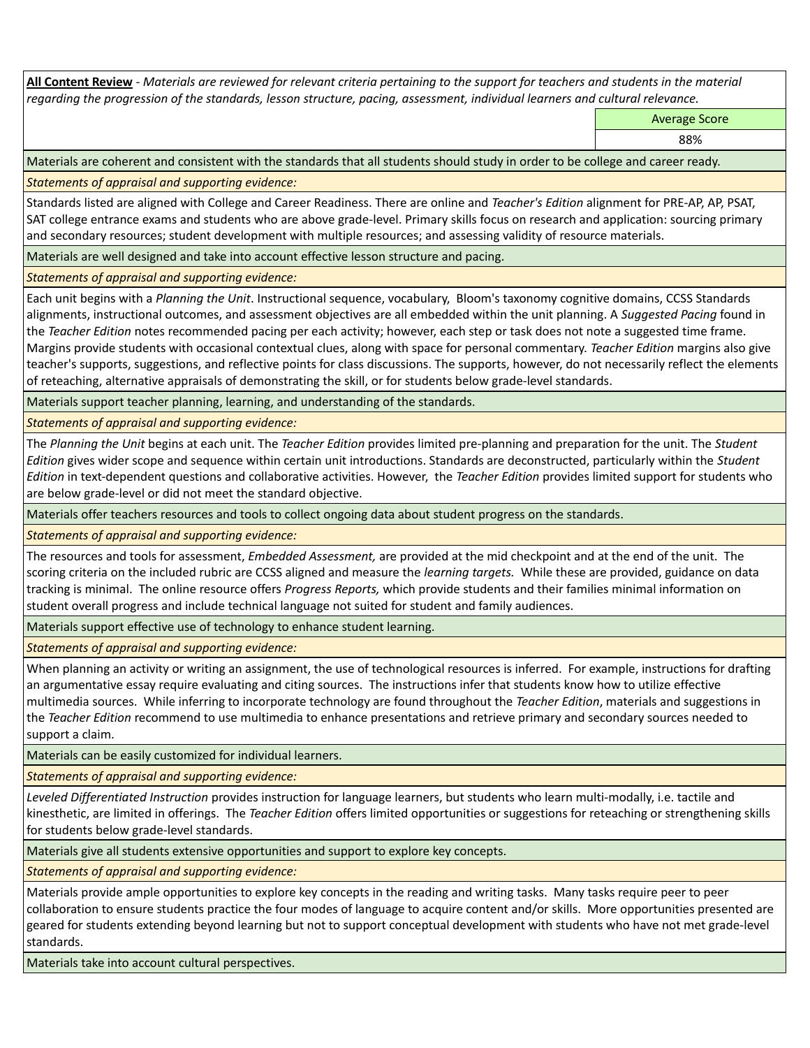**All Content Review** - *Materials are reviewed for relevant criteria pertaining to the support for teachers and students in the material regarding the progression of the standards, lesson structure, pacing, assessment, individual learners and cultural relevance.*

| | Average Score |
|---|---|
| | 88% |

Materials are coherent and consistent with the standards that all students should study in order to be college and career ready.

*Statements of appraisal and supporting evidence:*

Standards listed are aligned with College and Career Readiness. There are online and *Teacher's Edition* alignment for PRE-AP, AP, PSAT, SAT college entrance exams and students who are above grade-level. Primary skills focus on research and application: sourcing primary and secondary resources; student development with multiple resources; and assessing validity of resource materials.

Materials are well designed and take into account effective lesson structure and pacing.

*Statements of appraisal and supporting evidence:*

Each unit begins with a *Planning the Unit*. Instructional sequence, vocabulary, Bloom's taxonomy cognitive domains, CCSS Standards alignments, instructional outcomes, and assessment objectives are all embedded within the unit planning. A *Suggested Pacing* found in the *Teacher Edition* notes recommended pacing per each activity; however, each step or task does not note a suggested time frame. Margins provide students with occasional contextual clues, along with space for personal commentary. *Teacher Edition* margins also give teacher's supports, suggestions, and reflective points for class discussions. The supports, however, do not necessarily reflect the elements of reteaching, alternative appraisals of demonstrating the skill, or for students below grade-level standards.

Materials support teacher planning, learning, and understanding of the standards.

*Statements of appraisal and supporting evidence:*

The *Planning the Unit* begins at each unit. The *Teacher Edition* provides limited pre-planning and preparation for the unit. The *Student Edition* gives wider scope and sequence within certain unit introductions. Standards are deconstructed, particularly within the *Student Edition* in text-dependent questions and collaborative activities. However, the *Teacher Edition* provides limited support for students who are below grade-level or did not meet the standard objective.

Materials offer teachers resources and tools to collect ongoing data about student progress on the standards.

*Statements of appraisal and supporting evidence:*

The resources and tools for assessment, *Embedded Assessment,* are provided at the mid checkpoint and at the end of the unit. The scoring criteria on the included rubric are CCSS aligned and measure the *learning targets.* While these are provided, guidance on data tracking is minimal. The online resource offers *Progress Reports,* which provide students and their families minimal information on student overall progress and include technical language not suited for student and family audiences.

Materials support effective use of technology to enhance student learning.

*Statements of appraisal and supporting evidence:*

When planning an activity or writing an assignment, the use of technological resources is inferred. For example, instructions for drafting an argumentative essay require evaluating and citing sources. The instructions infer that students know how to utilize effective multimedia sources. While inferring to incorporate technology are found throughout the *Teacher Edition*, materials and suggestions in the *Teacher Edition* recommend to use multimedia to enhance presentations and retrieve primary and secondary sources needed to support a claim.

Materials can be easily customized for individual learners.

*Statements of appraisal and supporting evidence:*

*Leveled Differentiated Instruction* provides instruction for language learners, but students who learn multi-modally, i.e. tactile and kinesthetic, are limited in offerings. The *Teacher Edition* offers limited opportunities or suggestions for reteaching or strengthening skills for students below grade-level standards.

Materials give all students extensive opportunities and support to explore key concepts.

*Statements of appraisal and supporting evidence:*

Materials provide ample opportunities to explore key concepts in the reading and writing tasks. Many tasks require peer to peer collaboration to ensure students practice the four modes of language to acquire content and/or skills. More opportunities presented are geared for students extending beyond learning but not to support conceptual development with students who have not met grade-level standards.

Materials take into account cultural perspectives.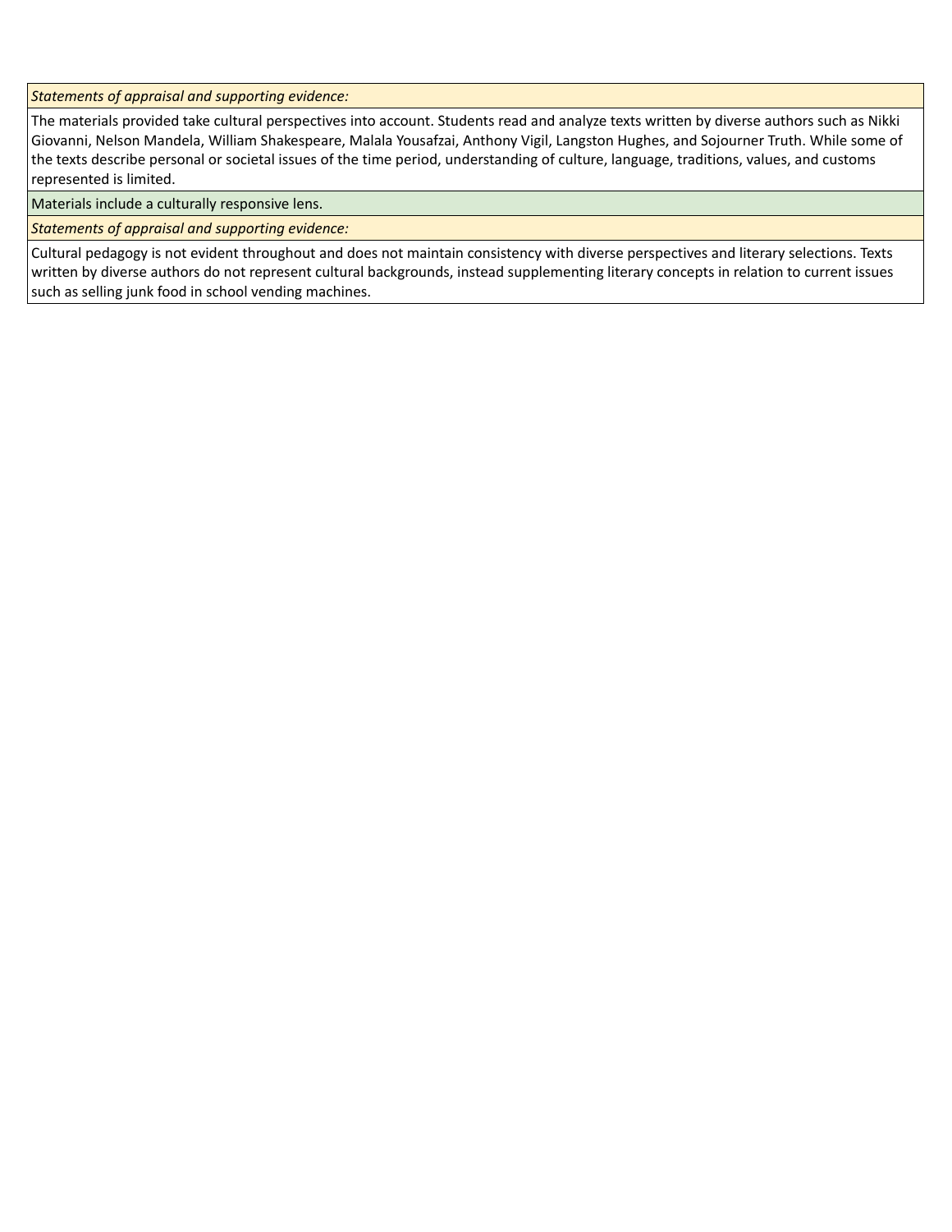*Statements of appraisal and supporting evidence:*

The materials provided take cultural perspectives into account. Students read and analyze texts written by diverse authors such as Nikki Giovanni, Nelson Mandela, William Shakespeare, Malala Yousafzai, Anthony Vigil, Langston Hughes, and Sojourner Truth. While some of the texts describe personal or societal issues of the time period, understanding of culture, language, traditions, values, and customs represented is limited.

Materials include a culturally responsive lens.

*Statements of appraisal and supporting evidence:*

Cultural pedagogy is not evident throughout and does not maintain consistency with diverse perspectives and literary selections. Texts written by diverse authors do not represent cultural backgrounds, instead supplementing literary concepts in relation to current issues such as selling junk food in school vending machines.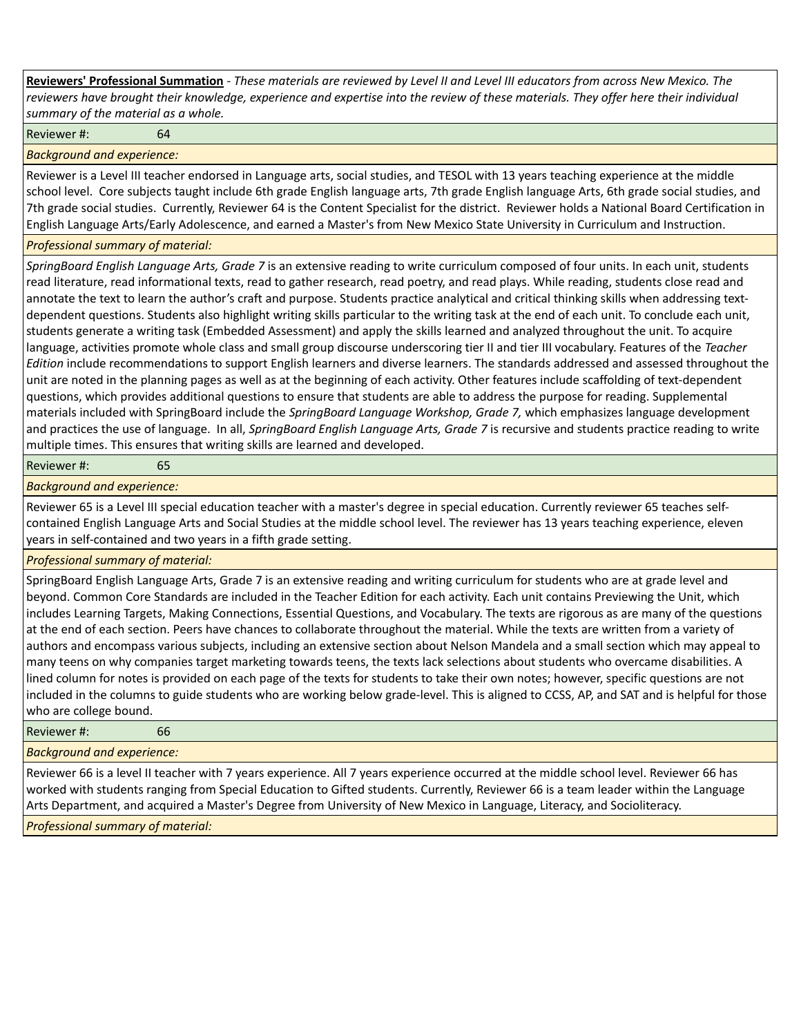**<u>Reviewers' Professional Summation</u>** - *These materials are reviewed by Level II and Level III educators from across New Mexico. The reviewers have brought their knowledge, experience and expertise into the review of these materials. They offer here their individual summary of the material as a whole.*

Reviewer #: 64

*Background and experience:*

Reviewer is a Level III teacher endorsed in Language arts, social studies, and TESOL with 13 years teaching experience at the middle school level. Core subjects taught include 6th grade English language arts, 7th grade English language Arts, 6th grade social studies, and 7th grade social studies. Currently, Reviewer 64 is the Content Specialist for the district. Reviewer holds a National Board Certification in English Language Arts/Early Adolescence, and earned a Master's from New Mexico State University in Curriculum and Instruction.

*Professional summary of material:*

*SpringBoard English Language Arts, Grade 7* is an extensive reading to write curriculum composed of four units. In each unit, students read literature, read informational texts, read to gather research, read poetry, and read plays. While reading, students close read and annotate the text to learn the author's craft and purpose. Students practice analytical and critical thinking skills when addressing text-dependent questions. Students also highlight writing skills particular to the writing task at the end of each unit. To conclude each unit, students generate a writing task (Embedded Assessment) and apply the skills learned and analyzed throughout the unit. To acquire language, activities promote whole class and small group discourse underscoring tier II and tier III vocabulary. Features of the *Teacher Edition* include recommendations to support English learners and diverse learners. The standards addressed and assessed throughout the unit are noted in the planning pages as well as at the beginning of each activity. Other features include scaffolding of text-dependent questions, which provides additional questions to ensure that students are able to address the purpose for reading. Supplemental materials included with SpringBoard include the *SpringBoard Language Workshop, Grade 7,* which emphasizes language development and practices the use of language. In all, *SpringBoard English Language Arts, Grade 7* is recursive and students practice reading to write multiple times. This ensures that writing skills are learned and developed.

Reviewer #: 65

*Background and experience:*

Reviewer 65 is a Level III special education teacher with a master's degree in special education. Currently reviewer 65 teaches self-contained English Language Arts and Social Studies at the middle school level. The reviewer has 13 years teaching experience, eleven years in self-contained and two years in a fifth grade setting.

*Professional summary of material:*

SpringBoard English Language Arts, Grade 7 is an extensive reading and writing curriculum for students who are at grade level and beyond. Common Core Standards are included in the Teacher Edition for each activity. Each unit contains Previewing the Unit, which includes Learning Targets, Making Connections, Essential Questions, and Vocabulary. The texts are rigorous as are many of the questions at the end of each section. Peers have chances to collaborate throughout the material. While the texts are written from a variety of authors and encompass various subjects, including an extensive section about Nelson Mandela and a small section which may appeal to many teens on why companies target marketing towards teens, the texts lack selections about students who overcame disabilities. A lined column for notes is provided on each page of the texts for students to take their own notes; however, specific questions are not included in the columns to guide students who are working below grade-level. This is aligned to CCSS, AP, and SAT and is helpful for those who are college bound.

Reviewer #: 66

*Background and experience:*

Reviewer 66 is a level II teacher with 7 years experience. All 7 years experience occurred at the middle school level. Reviewer 66 has worked with students ranging from Special Education to Gifted students. Currently, Reviewer 66 is a team leader within the Language Arts Department, and acquired a Master's Degree from University of New Mexico in Language, Literacy, and Socioliteracy.

*Professional summary of material:*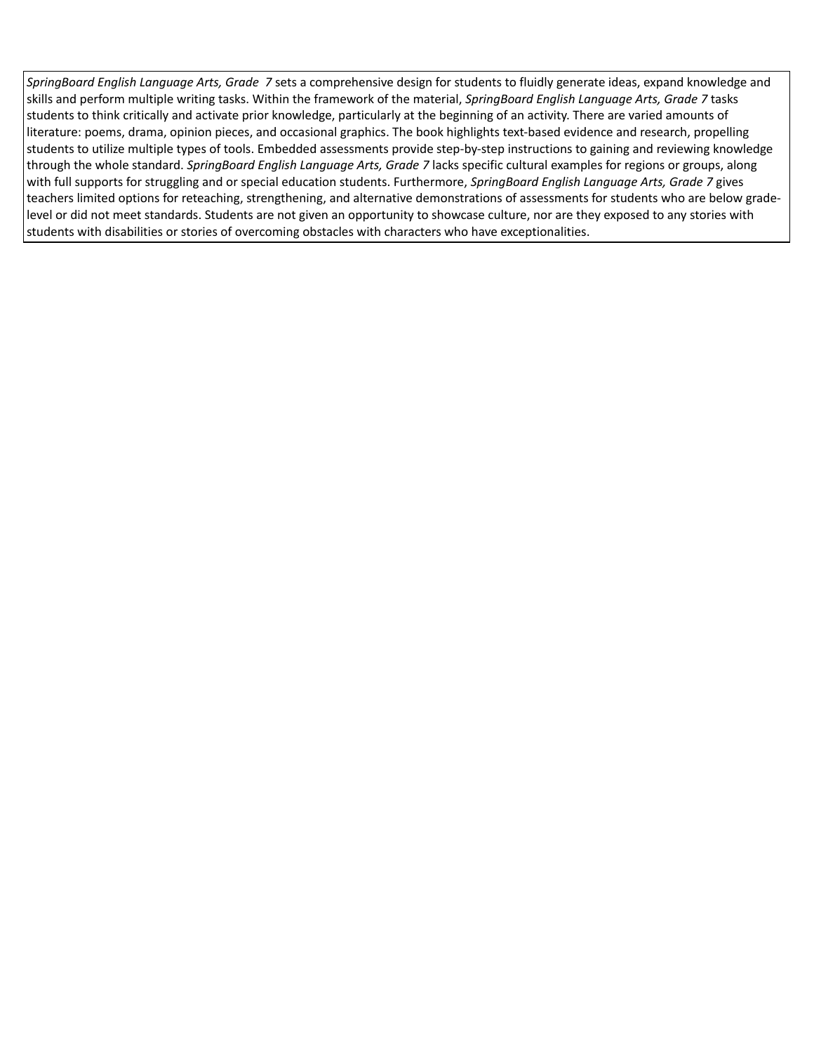*SpringBoard English Language Arts, Grade 7* sets a comprehensive design for students to fluidly generate ideas, expand knowledge and skills and perform multiple writing tasks. Within the framework of the material, *SpringBoard English Language Arts, Grade 7* tasks students to think critically and activate prior knowledge, particularly at the beginning of an activity. There are varied amounts of literature: poems, drama, opinion pieces, and occasional graphics. The book highlights text-based evidence and research, propelling students to utilize multiple types of tools. Embedded assessments provide step-by-step instructions to gaining and reviewing knowledge through the whole standard. *SpringBoard English Language Arts, Grade 7* lacks specific cultural examples for regions or groups, along with full supports for struggling and or special education students. Furthermore, *SpringBoard English Language Arts, Grade 7* gives teachers limited options for reteaching, strengthening, and alternative demonstrations of assessments for students who are below grade-level or did not meet standards. Students are not given an opportunity to showcase culture, nor are they exposed to any stories with students with disabilities or stories of overcoming obstacles with characters who have exceptionalities.